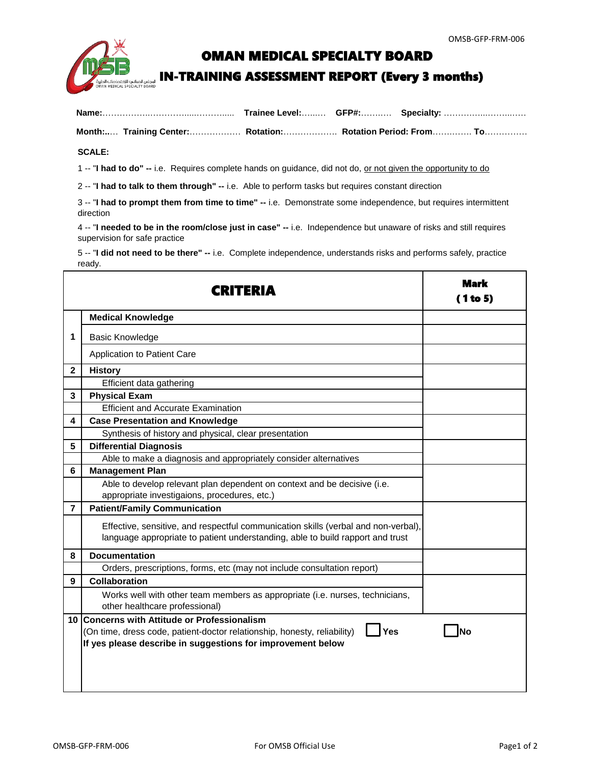# OMAN MEDICAL SPECIALTY BOARD

## IN-TRAINING ASSESSMENT REPORT (Every 3 months)

**Name:**…………….……….…....……….....  **Trainee Level:**….....  **GFP#:**……….  **Specialty:** ……………..……..……

**Month:..**…  **Training Center:**………………  **Rotation:**……………….  **Rotation Period: From**…….…….. **To**……………

**SCALE:**

1 -- "**I had to do" --** i.e. Requires complete hands on guidance, did not do, or not given the opportunity to do

2 -- "**I had to talk to them through" --** i.e. Able to perform tasks but requires constant direction

3 -- "**I had to prompt them from time to time" --** i.e. Demonstrate some independence, but requires intermittent direction

4 -- "**I needed to be in the room/close just in case" --** i.e. Independence but unaware of risks and still requires supervision for safe practice

5 -- "**I did not need to be there" --** i.e. Complete independence, understands risks and performs safely, practice ready.

| | **CRITERIA** | **Mark (1 to 5)** |
|---|---|---|
| 1 | **Medical Knowledge** | |
| | Basic Knowledge | |
| | Application to Patient Care | |
| 2 | **History** | |
| | Efficient data gathering | |
| 3 | **Physical Exam** | |
| | Efficient and Accurate Examination | |
| 4 | **Case Presentation and Knowledge** | |
| | Synthesis of history and physical, clear presentation | |
| 5 | **Differential Diagnosis** | |
| | Able to make a diagnosis and appropriately consider alternatives | |
| 6 | **Management Plan** | |
| | Able to develop relevant plan dependent on context and be decisive (i.e. appropriate investigaions, procedures, etc.) | |
| 7 | **Patient/Family Communication** | |
| | Effective, sensitive, and respectful communication skills (verbal and non-verbal), language appropriate to patient understanding, able to build rapport and trust | |
| 8 | **Documentation** | |
| | Orders, prescriptions, forms, etc (may not include consultation report) | |
| 9 | **Collaboration** | |
| | Works well with other team members as appropriate (i.e. nurses, technicians, other healthcare professional) | |
| 10 | **Concerns with Attitude or Professionalism** (On time, dress code, patient-doctor relationship, honesty, reliability) ☐ **Yes** ☐ **No** **If yes please describe in suggestions for improvement below** | |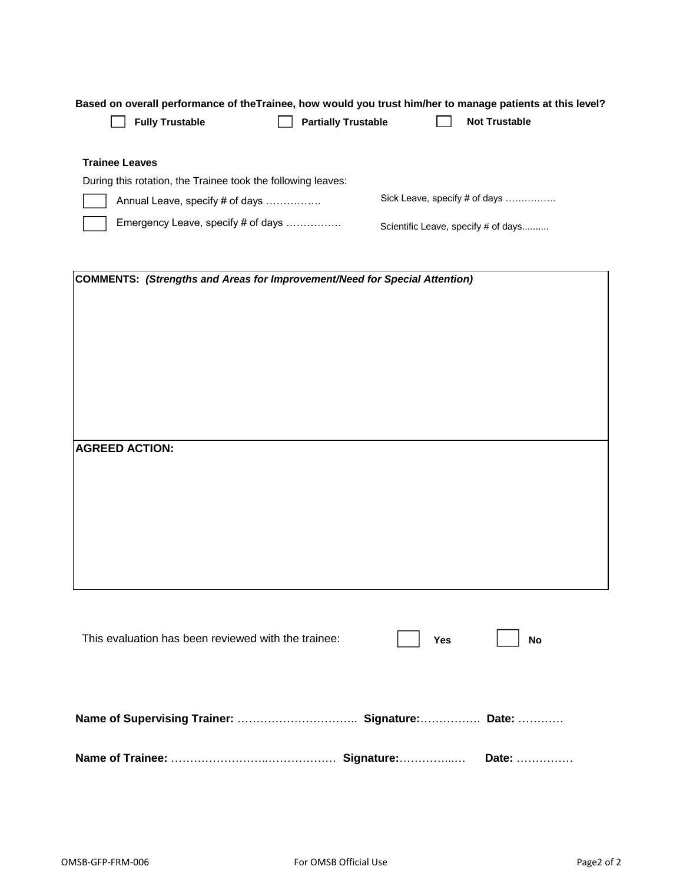**Based on overall performance of theTrainee, how would you trust him/her to manage patients at this level?**

☐ **Fully Trustable** ☐ **Partially Trustable** ☐ **Not Trustable**

**Trainee Leaves**

During this rotation, the Trainee took the following leaves:

☐ Annual Leave, specify # of days …………… Sick Leave, specify # of days …………….

☐ Emergency Leave, specify # of days …………… Scientific Leave, specify # of days..........

**COMMENTS:** ***(Strengths and Areas for Improvement/Need for Special Attention)***

**AGREED ACTION:**

This evaluation has been reviewed with the trainee: ☐ **Yes** ☐ **No**

**Name of Supervising Trainer:** ………………………….. **Signature:**……………. **Date:** …………

**Name of Trainee:** ……………………..……………… **Signature:**…………..… **Date:** ……………

OMSB-GFP-FRM-006 For OMSB Official Use